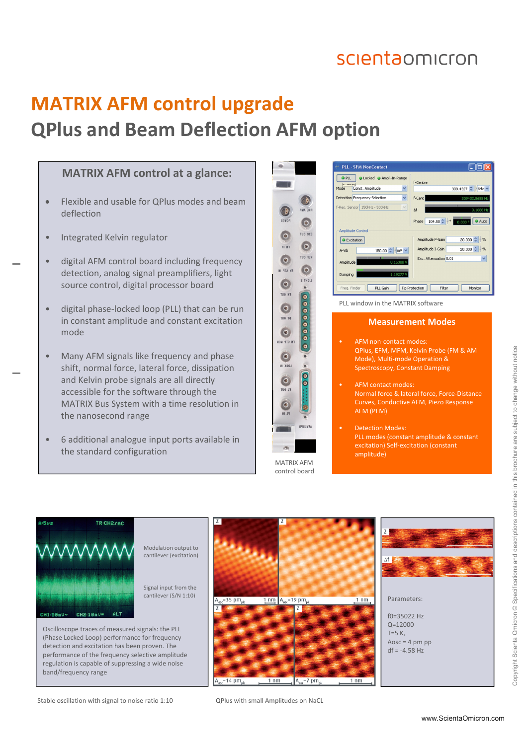scientaomicron

# MATRIX AFM control upgrade

## QPlus and Beam Deflection AFM option

### MATRIX AFM control at a glance:

- Flexible and usable for QPlus modes and beam deflection
- Integrated Kelvin regulator
- digital AFM control board including frequency detection, analog signal preamplifiers, light source control, digital processor board
- digital phase-locked loop (PLL) that can be run in constant amplitude and constant excitation mode
- Many AFM signals like frequency and phase shift, normal force, lateral force, dissipation and Kelvin probe signals are all directly accessible for the software through the MATRIX Bus System with a time resolution in the nanosecond range
- 6 additional analogue input ports available in the standard configuration

MATRIX AFM control board

PLL window in the MATRIX software

### Measurement Modes

- AFM non-contact modes: QPlus, EFM, MFM, Kelvin Probe (FM & AM Mode), Multi-mode Operation & Spectroscopy, Constant Damping
- AFM contact modes: Normal force & lateral force, Force-Distance Curves, Conductive AFM, Piezo Response AFM (PFM)
- Detection Modes: PLL modes (constant amplitude & constant excitation) Self-excitation (constant amplitude)

Modulation output to cantilever (excitation)

Signal input from the cantilever (S/N 1:10)

Oscilloscope traces of measured signals: the PLL (Phase Locked Loop) performance for frequency detection and excitation has been proven. The performance of the frequency selective amplitude regulation is capable of suppressing a wide noise band/frequency range

Stable oscillation with signal to noise ratio 1:10

$A_{osc}$=35 $pm_{pk}$ 1 nm

$A_{osc}$=19 $pm_{pk}$ 1 nm

$A_{osc}$=14 $pm_{pk}$ 1 nm

$A_{osc}$=7 $pm_{pk}$ 1 nm

QPlus with small Amplitudes on NaCl

Parameters:

f0=35022 Hz
Q=12000
T=5 K,
Aosc = 4 pm pp
df = -4.58 Hz

Copyright Scienta Omicron © Specifications and descriptions contained in this brochure are subject to change without notice

www.ScientaOmicron.com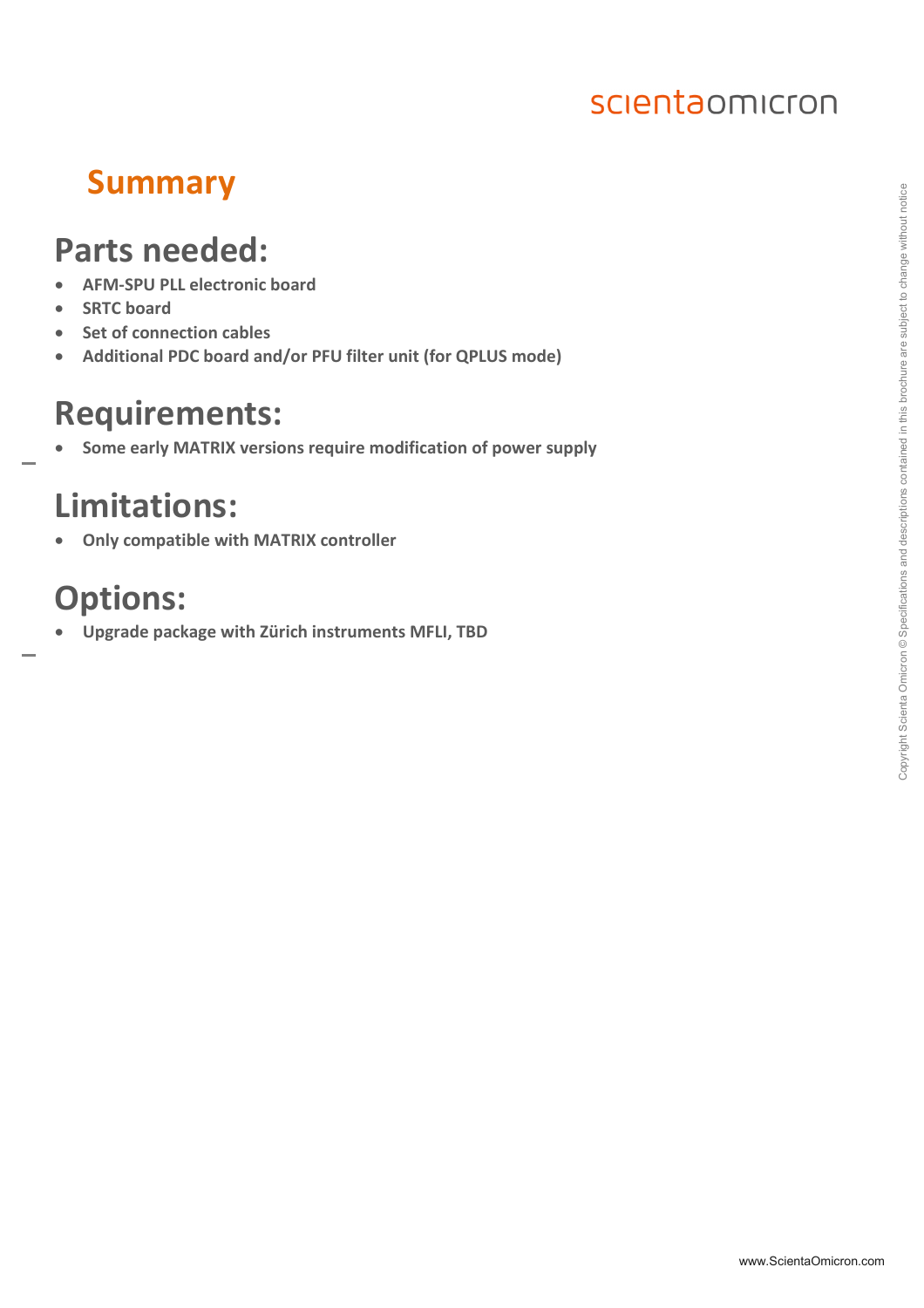# Summary

## Parts needed:

- **AFM-SPU PLL electronic board**
- **SRTC board**
- **Set of connection cables**
- **Additional PDC board and/or PFU filter unit (for QPLUS mode)**

## Requirements:

- **Some early MATRIX versions require modification of power supply**

## Limitations:

- **Only compatible with MATRIX controller**

## Options:

- **Upgrade package with Zürich instruments MFLI, TBD**